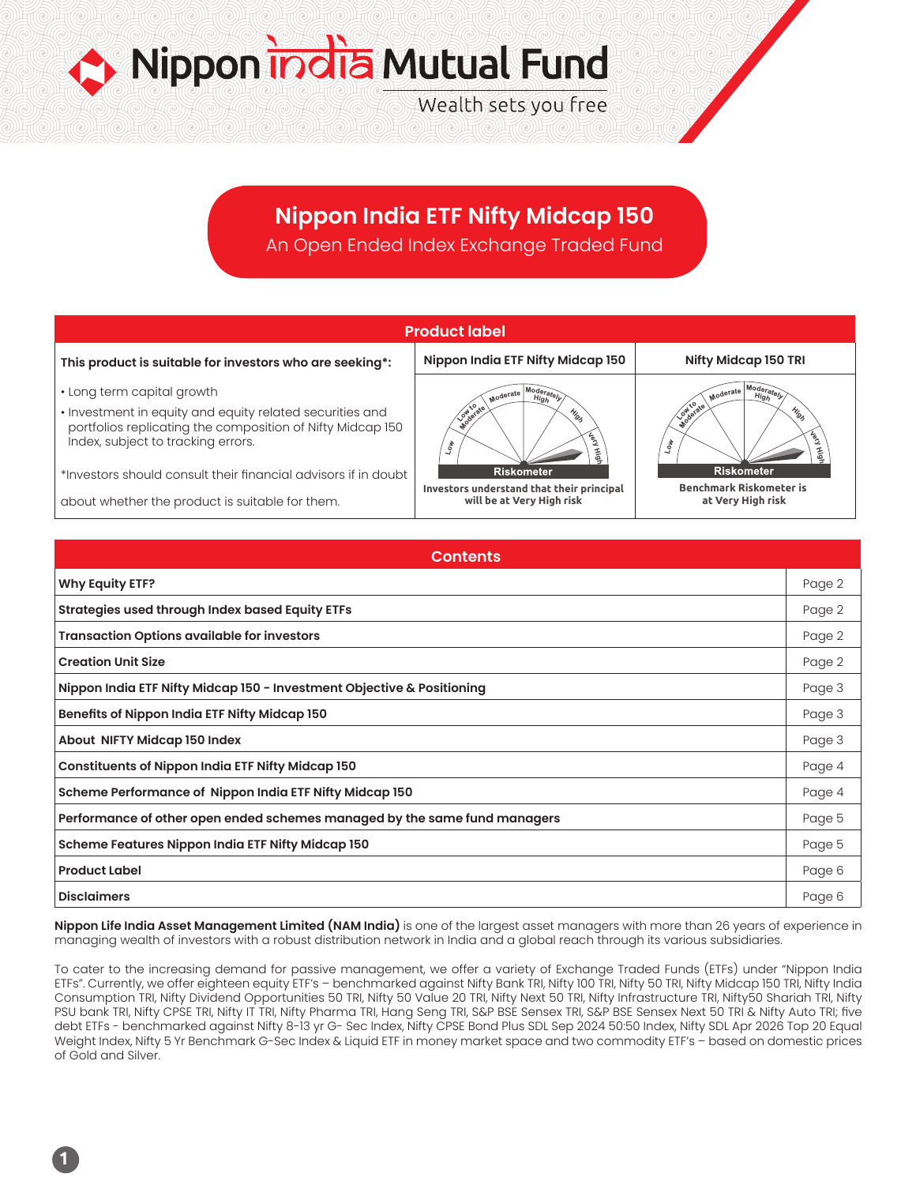# Nippon India Mutual Fund

Wealth sets you free

## Nippon India ETF Nifty Midcap 150

An Open Ended Index Exchange Traded Fund

| Product label | | |
|---|---|---|
| **This product is suitable for investors who are seeking*:** | **Nippon India ETF Nifty Midcap 150** | **Nifty Midcap 150 TRI** |
| • Long term capital growth<br>• Investment in equity and equity related securities and portfolios replicating the composition of Nifty Midcap 150 Index, subject to tracking errors.<br><br>*Investors should consult their financial advisors if in doubt about whether the product is suitable for them. | Riskometer<br>**Investors understand that their principal will be at Very High risk** | Riskometer<br>**Benchmark Riskometer is at Very High risk** |

| Contents | |
|---|---|
| **Why Equity ETF?** | Page 2 |
| **Strategies used through Index based Equity ETFs** | Page 2 |
| **Transaction Options available for investors** | Page 2 |
| **Creation Unit Size** | Page 2 |
| **Nippon India ETF Nifty Midcap 150 - Investment Objective & Positioning** | Page 3 |
| **Benefits of Nippon India ETF Nifty Midcap 150** | Page 3 |
| **About NIFTY Midcap 150 Index** | Page 3 |
| **Constituents of Nippon India ETF Nifty Midcap 150** | Page 4 |
| **Scheme Performance of Nippon India ETF Nifty Midcap 150** | Page 4 |
| **Performance of other open ended schemes managed by the same fund managers** | Page 5 |
| **Scheme Features Nippon India ETF Nifty Midcap 150** | Page 5 |
| **Product Label** | Page 6 |
| **Disclaimers** | Page 6 |

**Nippon Life India Asset Management Limited (NAM India)** is one of the largest asset managers with more than 26 years of experience in managing wealth of investors with a robust distribution network in India and a global reach through its various subsidiaries.

To cater to the increasing demand for passive management, we offer a variety of Exchange Traded Funds (ETFs) under "Nippon India ETFs". Currently, we offer eighteen equity ETF's – benchmarked against Nifty Bank TRI, Nifty 100 TRI, Nifty 50 TRI, Nifty Midcap 150 TRI, Nifty India Consumption TRI, Nifty Dividend Opportunities 50 TRI, Nifty 50 Value 20 TRI, Nifty Next 50 TRI, Nifty Infrastructure TRI, Nifty50 Shariah TRI, Nifty PSU bank TRI, Nifty CPSE TRI, Nifty IT TRI, Nifty Pharma TRI, Hang Seng TRI, S&P BSE Sensex TRI, S&P BSE Sensex Next 50 TRI & Nifty Auto TRI; five debt ETFs - benchmarked against Nifty 8-13 yr G- Sec Index, Nifty CPSE Bond Plus SDL Sep 2024 50:50 Index, Nifty SDL Apr 2026 Top 20 Equal Weight Index, Nifty 5 Yr Benchmark G-Sec Index & Liquid ETF in money market space and two commodity ETF's – based on domestic prices of Gold and Silver.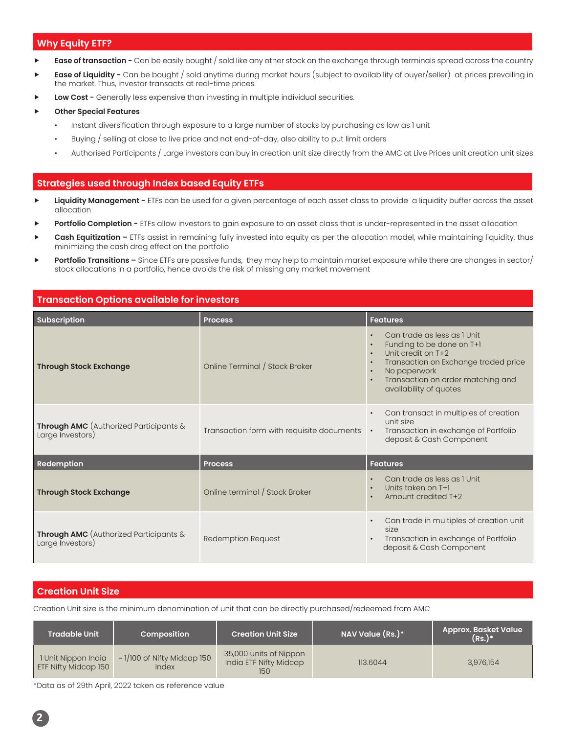## Why Equity ETF?

- **Ease of transaction -** Can be easily bought / sold like any other stock on the exchange through terminals spread across the country
- **Ease of Liquidity -** Can be bought / sold anytime during market hours (subject to availability of buyer/seller) at prices prevailing in the market. Thus, investor transacts at real-time prices.
- **Low Cost -** Generally less expensive than investing in multiple individual securities.
- **Other Special Features**
  - Instant diversification through exposure to a large number of stocks by purchasing as low as 1 unit
  - Buying / selling at close to live price and not end-of-day, also ability to put limit orders
  - Authorised Participants / Large investors can buy in creation unit size directly from the AMC at Live Prices unit creation unit sizes

## Strategies used through Index based Equity ETFs

- **Liquidity Management -** ETFs can be used for a given percentage of each asset class to provide a liquidity buffer across the asset allocation
- **Portfolio Completion -** ETFs allow investors to gain exposure to an asset class that is under-represented in the asset allocation
- **Cash Equitization –** ETFs assist in remaining fully invested into equity as per the allocation model, while maintaining liquidity, thus minimizing the cash drag effect on the portfolio
- **Portfolio Transitions –** Since ETFs are passive funds, they may help to maintain market exposure while there are changes in sector/ stock allocations in a portfolio, hence avoids the risk of missing any market movement

## Transaction Options available for investors

| Subscription | Process | Features |
|---|---|---|
| **Through Stock Exchange** | Online Terminal / Stock Broker | • Can trade as less as 1 Unit<br>• Funding to be done on T+1<br>• Unit credit on T+2<br>• Transaction on Exchange traded price<br>• No paperwork<br>• Transaction on order matching and availability of quotes |
| **Through AMC** (Authorized Participants & Large Investors) | Transaction form with requisite documents | • Can transact in multiples of creation unit size<br>• Transaction in exchange of Portfolio deposit & Cash Component |
| **Redemption** | **Process** | **Features** |
| **Through Stock Exchange** | Online terminal / Stock Broker | • Can trade as less as 1 Unit<br>• Units taken on T+1<br>• Amount credited T+2 |
| **Through AMC** (Authorized Participants & Large Investors) | Redemption Request | • Can trade in multiples of creation unit size<br>• Transaction in exchange of Portfolio deposit & Cash Component |

## Creation Unit Size

Creation Unit size is the minimum denomination of unit that can be directly purchased/redeemed from AMC

| Tradable Unit | Composition | Creation Unit Size | NAV Value (Rs.)* | Approx. Basket Value (Rs.)* |
|---|---|---|---|---|
| 1 Unit Nippon India ETF Nifty Midcap 150 | ~ 1/100 of Nifty Midcap 150 Index | 35,000 units of Nippon India ETF Nifty Midcap 150 | 113.6044 | 3,976,154 |

*Data as of 29th April, 2022 taken as reference value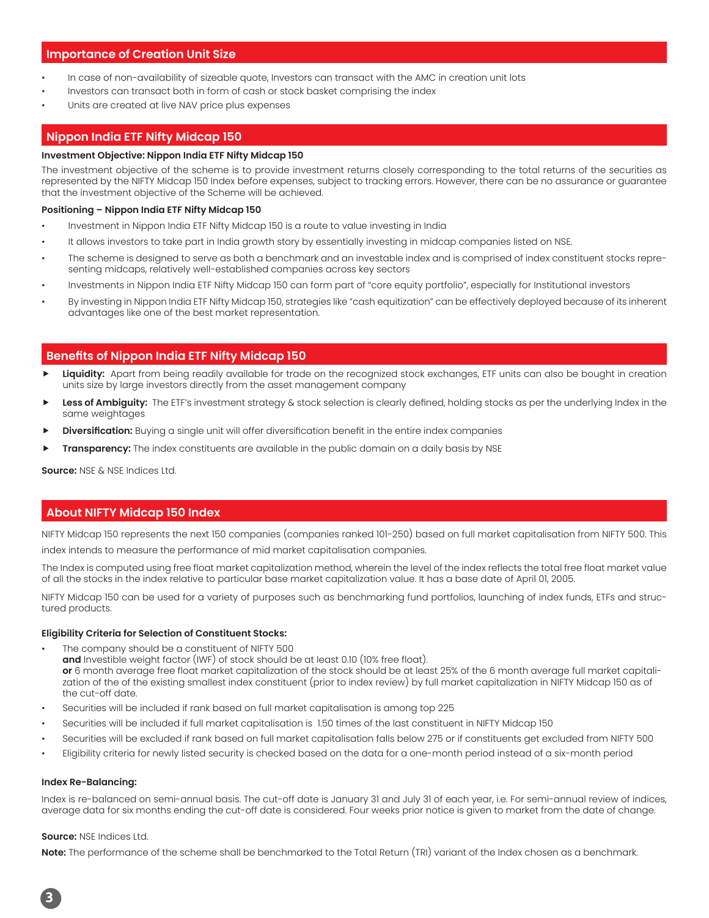## Importance of Creation Unit Size

- In case of non-availability of sizeable quote, Investors can transact with the AMC in creation unit lots
- Investors can transact both in form of cash or stock basket comprising the index
- Units are created at live NAV price plus expenses

## Nippon India ETF Nifty Midcap 150

**Investment Objective: Nippon India ETF Nifty Midcap 150**

The investment objective of the scheme is to provide investment returns closely corresponding to the total returns of the securities as represented by the NIFTY Midcap 150 Index before expenses, subject to tracking errors. However, there can be no assurance or guarantee that the investment objective of the Scheme will be achieved.

**Positioning – Nippon India ETF Nifty Midcap 150**

- Investment in Nippon India ETF Nifty Midcap 150 is a route to value investing in India
- It allows investors to take part in India growth story by essentially investing in midcap companies listed on NSE.
- The scheme is designed to serve as both a benchmark and an investable index and is comprised of index constituent stocks representing midcaps, relatively well-established companies across key sectors
- Investments in Nippon India ETF Nifty Midcap 150 can form part of "core equity portfolio", especially for Institutional investors
- By investing in Nippon India ETF Nifty Midcap 150, strategies like "cash equitization" can be effectively deployed because of its inherent advantages like one of the best market representation.

## Benefits of Nippon India ETF Nifty Midcap 150

- **Liquidity:** Apart from being readily available for trade on the recognized stock exchanges, ETF units can also be bought in creation units size by large investors directly from the asset management company
- **Less of Ambiguity:** The ETF's investment strategy & stock selection is clearly defined, holding stocks as per the underlying Index in the same weightages
- **Diversification:** Buying a single unit will offer diversification benefit in the entire index companies
- **Transparency:** The index constituents are available in the public domain on a daily basis by NSE

**Source:** NSE & NSE Indices Ltd.

## About NIFTY Midcap 150 Index

NIFTY Midcap 150 represents the next 150 companies (companies ranked 101-250) based on full market capitalisation from NIFTY 500. This index intends to measure the performance of mid market capitalisation companies.

The Index is computed using free float market capitalization method, wherein the level of the index reflects the total free float market value of all the stocks in the index relative to particular base market capitalization value. It has a base date of April 01, 2005.

NIFTY Midcap 150 can be used for a variety of purposes such as benchmarking fund portfolios, launching of index funds, ETFs and structured products.

**Eligibility Criteria for Selection of Constituent Stocks:**

- The company should be a constituent of NIFTY 500
  **and** Investible weight factor (IWF) of stock should be at least 0.10 (10% free float).
  **or** 6 month average free float market capitalization of the stock should be at least 25% of the 6 month average full market capitalization of the of the existing smallest index constituent (prior to index review) by full market capitalization in NIFTY Midcap 150 as of the cut-off date.
- Securities will be included if rank based on full market capitalisation is among top 225
- Securities will be included if full market capitalisation is 1.50 times of the last constituent in NIFTY Midcap 150
- Securities will be excluded if rank based on full market capitalisation falls below 275 or if constituents get excluded from NIFTY 500
- Eligibility criteria for newly listed security is checked based on the data for a one-month period instead of a six-month period

**Index Re-Balancing:**

Index is re-balanced on semi-annual basis. The cut-off date is January 31 and July 31 of each year, i.e. For semi-annual review of indices, average data for six months ending the cut-off date is considered. Four weeks prior notice is given to market from the date of change.

**Source:** NSE Indices Ltd.

**Note:** The performance of the scheme shall be benchmarked to the Total Return (TRI) variant of the Index chosen as a benchmark.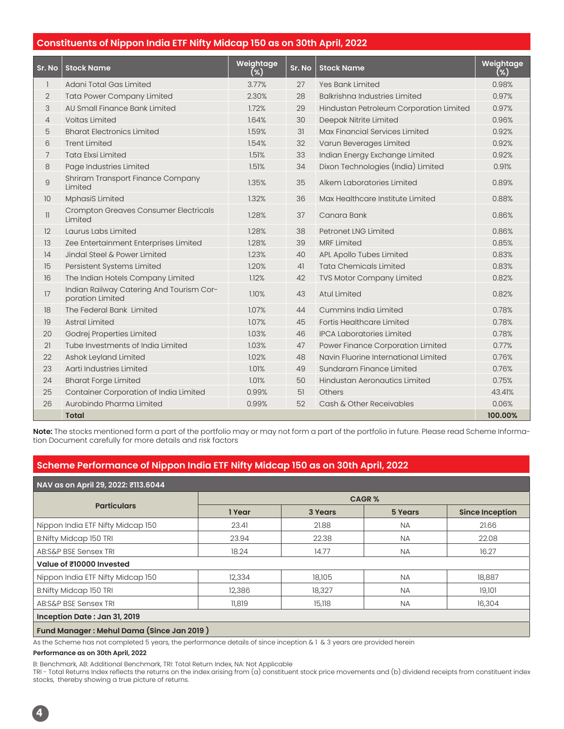## Constituents of Nippon India ETF Nifty Midcap 150 as on 30th April, 2022

| Sr. No | Stock Name | Weightage (%) | Sr. No | Stock Name | Weightage (%) |
|---|---|---|---|---|---|
| 1 | Adani Total Gas Limited | 3.77% | 27 | Yes Bank Limited | 0.98% |
| 2 | Tata Power Company Limited | 2.30% | 28 | Balkrishna Industries Limited | 0.97% |
| 3 | AU Small Finance Bank Limited | 1.72% | 29 | Hindustan Petroleum Corporation Limited | 0.97% |
| 4 | Voltas Limited | 1.64% | 30 | Deepak Nitrite Limited | 0.96% |
| 5 | Bharat Electronics Limited | 1.59% | 31 | Max Financial Services Limited | 0.92% |
| 6 | Trent Limited | 1.54% | 32 | Varun Beverages Limited | 0.92% |
| 7 | Tata Elxsi Limited | 1.51% | 33 | Indian Energy Exchange Limited | 0.92% |
| 8 | Page Industries Limited | 1.51% | 34 | Dixon Technologies (India) Limited | 0.91% |
| 9 | Shriram Transport Finance Company Limited | 1.35% | 35 | Alkem Laboratories Limited | 0.89% |
| 10 | MphasiS Limited | 1.32% | 36 | Max Healthcare Institute Limited | 0.88% |
| 11 | Crompton Greaves Consumer Electricals Limited | 1.28% | 37 | Canara Bank | 0.86% |
| 12 | Laurus Labs Limited | 1.28% | 38 | Petronet LNG Limited | 0.86% |
| 13 | Zee Entertainment Enterprises Limited | 1.28% | 39 | MRF Limited | 0.85% |
| 14 | Jindal Steel & Power Limited | 1.23% | 40 | APL Apollo Tubes Limited | 0.83% |
| 15 | Persistent Systems Limited | 1.20% | 41 | Tata Chemicals Limited | 0.83% |
| 16 | The Indian Hotels Company Limited | 1.12% | 42 | TVS Motor Company Limited | 0.82% |
| 17 | Indian Railway Catering And Tourism Corporation Limited | 1.10% | 43 | Atul Limited | 0.82% |
| 18 | The Federal Bank Limited | 1.07% | 44 | Cummins India Limited | 0.78% |
| 19 | Astral Limited | 1.07% | 45 | Fortis Healthcare Limited | 0.78% |
| 20 | Godrej Properties Limited | 1.03% | 46 | IPCA Laboratories Limited | 0.78% |
| 21 | Tube Investments of India Limited | 1.03% | 47 | Power Finance Corporation Limited | 0.77% |
| 22 | Ashok Leyland Limited | 1.02% | 48 | Navin Fluorine International Limited | 0.76% |
| 23 | Aarti Industries Limited | 1.01% | 49 | Sundaram Finance Limited | 0.76% |
| 24 | Bharat Forge Limited | 1.01% | 50 | Hindustan Aeronautics Limited | 0.75% |
| 25 | Container Corporation of India Limited | 0.99% | 51 | Others | 43.41% |
| 26 | Aurobindo Pharma Limited | 0.99% | 52 | Cash & Other Receivables | 0.06% |
| | **Total** | | | | **100.00%** |

**Note:** The stocks mentioned form a part of the portfolio may or may not form a part of the portfolio in future. Please read Scheme Information Document carefully for more details and risk factors

## Scheme Performance of Nippon India ETF Nifty Midcap 150 as on 30th April, 2022

**NAV as on April 29, 2022: ₹113.6044**

| Particulars | CAGR % | | | |
|---|---|---|---|---|
| | 1 Year | 3 Years | 5 Years | Since Inception |
| Nippon India ETF Nifty Midcap 150 | 23.41 | 21.88 | NA | 21.66 |
| B:Nifty Midcap 150 TRI | 23.94 | 22.38 | NA | 22.08 |
| AB:S&P BSE Sensex TRI | 18.24 | 14.77 | NA | 16.27 |
| **Value of ₹10000 Invested** | | | | |
| Nippon India ETF Nifty Midcap 150 | 12,334 | 18,105 | NA | 18,887 |
| B:Nifty Midcap 150 TRI | 12,386 | 18,327 | NA | 19,101 |
| AB:S&P BSE Sensex TRI | 11,819 | 15,118 | NA | 16,304 |
| **Inception Date : Jan 31, 2019** | | | | |
| **Fund Manager : Mehul Dama (Since Jan 2019 )** | | | | |

As the Scheme has not completed 5 years, the performance details of since inception & 1 & 3 years are provided herein

**Performance as on 30th April, 2022**

B: Benchmark, AB: Additional Benchmark, TRI: Total Return Index, NA: Not Applicable
TRI - Total Returns Index reflects the returns on the index arising from (a) constituent stock price movements and (b) dividend receipts from constituent index stocks, thereby showing a true picture of returns.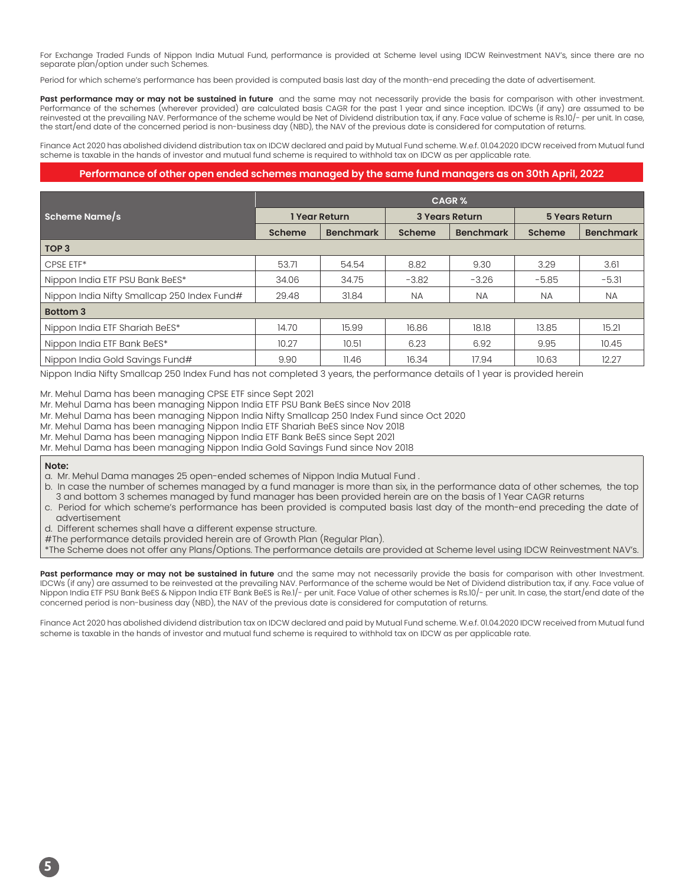For Exchange Traded Funds of Nippon India Mutual Fund, performance is provided at Scheme level using IDCW Reinvestment NAV's, since there are no separate plan/option under such Schemes.

Period for which scheme's performance has been provided is computed basis last day of the month-end preceding the date of advertisement.

**Past performance may or may not be sustained in future** and the same may not necessarily provide the basis for comparison with other investment. Performance of the schemes (wherever provided) are calculated basis CAGR for the past 1 year and since inception. IDCWs (if any) are assumed to be reinvested at the prevailing NAV. Performance of the scheme would be Net of Dividend distribution tax, if any. Face value of scheme is Rs.10/- per unit. In case, the start/end date of the concerned period is non-business day (NBD), the NAV of the previous date is considered for computation of returns.

Finance Act 2020 has abolished dividend distribution tax on IDCW declared and paid by Mutual Fund scheme. W.e.f. 01.04.2020 IDCW received from Mutual fund scheme is taxable in the hands of investor and mutual fund scheme is required to withhold tax on IDCW as per applicable rate.

## Performance of other open ended schemes managed by the same fund managers as on 30th April, 2022

| Scheme Name/s | CAGR % | | | | | |
|---|---|---|---|---|---|---|
| | 1 Year Return | | 3 Years Return | | 5 Years Return | |
| | Scheme | Benchmark | Scheme | Benchmark | Scheme | Benchmark |
| **TOP 3** | | | | | | |
| CPSE ETF* | 53.71 | 54.54 | 8.82 | 9.30 | 3.29 | 3.61 |
| Nippon India ETF PSU Bank BeES* | 34.06 | 34.75 | -3.82 | -3.26 | -5.85 | -5.31 |
| Nippon India Nifty Smallcap 250 Index Fund# | 29.48 | 31.84 | NA | NA | NA | NA |
| **Bottom 3** | | | | | | |
| Nippon India ETF Shariah BeES* | 14.70 | 15.99 | 16.86 | 18.18 | 13.85 | 15.21 |
| Nippon India ETF Bank BeES* | 10.27 | 10.51 | 6.23 | 6.92 | 9.95 | 10.45 |
| Nippon India Gold Savings Fund# | 9.90 | 11.46 | 16.34 | 17.94 | 10.63 | 12.27 |

Nippon India Nifty Smallcap 250 Index Fund has not completed 3 years, the performance details of 1 year is provided herein

Mr. Mehul Dama has been managing CPSE ETF since Sept 2021
Mr. Mehul Dama has been managing Nippon India ETF PSU Bank BeES since Nov 2018
Mr. Mehul Dama has been managing Nippon India Nifty Smallcap 250 Index Fund since Oct 2020
Mr. Mehul Dama has been managing Nippon India ETF Shariah BeES since Nov 2018
Mr. Mehul Dama has been managing Nippon India ETF Bank BeES since Sept 2021
Mr. Mehul Dama has been managing Nippon India Gold Savings Fund since Nov 2018

**Note:**

a. Mr. Mehul Dama manages 25 open-ended schemes of Nippon India Mutual Fund .
b. In case the number of schemes managed by a fund manager is more than six, in the performance data of other schemes, the top 3 and bottom 3 schemes managed by fund manager has been provided herein are on the basis of 1 Year CAGR returns
c. Period for which scheme's performance has been provided is computed basis last day of the month-end preceding the date of advertisement
d. Different schemes shall have a different expense structure.

#The performance details provided herein are of Growth Plan (Regular Plan).
*The Scheme does not offer any Plans/Options. The performance details are provided at Scheme level using IDCW Reinvestment NAV's.

**Past performance may or may not be sustained in future** and the same may not necessarily provide the basis for comparison with other Investment. IDCWs (if any) are assumed to be reinvested at the prevailing NAV. Performance of the scheme would be Net of Dividend distribution tax, if any. Face value of Nippon India ETF PSU Bank BeES & Nippon India ETF Bank BeES is Re.1/- per unit. Face Value of other schemes is Rs.10/- per unit. In case, the start/end date of the concerned period is non-business day (NBD), the NAV of the previous date is considered for computation of returns.

Finance Act 2020 has abolished dividend distribution tax on IDCW declared and paid by Mutual Fund scheme. W.e.f. 01.04.2020 IDCW received from Mutual fund scheme is taxable in the hands of investor and mutual fund scheme is required to withhold tax on IDCW as per applicable rate.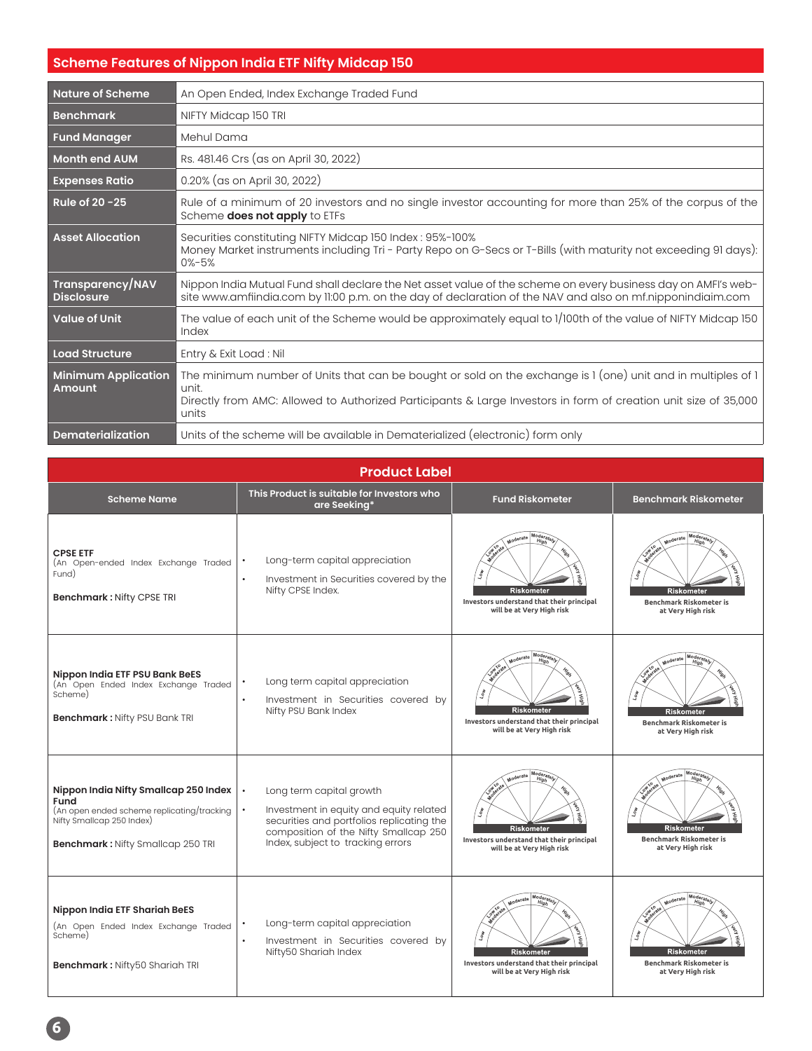## Scheme Features of Nippon India ETF Nifty Midcap 150

| | |
|---|---|
| **Nature of Scheme** | An Open Ended, Index Exchange Traded Fund |
| **Benchmark** | NIFTY Midcap 150 TRI |
| **Fund Manager** | Mehul Dama |
| **Month end AUM** | Rs. 481.46 Crs (as on April 30, 2022) |
| **Expenses Ratio** | 0.20% (as on April 30, 2022) |
| **Rule of 20 -25** | Rule of a minimum of 20 investors and no single investor accounting for more than 25% of the corpus of the Scheme **does not apply** to ETFs |
| **Asset Allocation** | Securities constituting NIFTY Midcap 150 Index : 95%-100%<br>Money Market instruments including Tri - Party Repo on G-Secs or T-Bills (with maturity not exceeding 91 days): 0%-5% |
| **Transparency/NAV Disclosure** | Nippon India Mutual Fund shall declare the Net asset value of the scheme on every business day on AMFI's website www.amfiindia.com by 11:00 p.m. on the day of declaration of the NAV and also on mf.nipponindiaim.com |
| **Value of Unit** | The value of each unit of the Scheme would be approximately equal to 1/100th of the value of NIFTY Midcap 150 Index |
| **Load Structure** | Entry & Exit Load : Nil |
| **Minimum Application Amount** | The minimum number of Units that can be bought or sold on the exchange is 1 (one) unit and in multiples of 1 unit.<br>Directly from AMC: Allowed to Authorized Participants & Large Investors in form of creation unit size of 35,000 units |
| **Dematerialization** | Units of the scheme will be available in Dematerialized (electronic) form only |

## Product Label

| Scheme Name | This Product is suitable for Investors who are Seeking* | Fund Riskometer | Benchmark Riskometer |
|---|---|---|---|
| **CPSE ETF**<br>(An Open-ended Index Exchange Traded Fund)<br>**Benchmark :** Nifty CPSE TRI | • Long-term capital appreciation<br>• Investment in Securities covered by the Nifty CPSE Index. | Riskometer<br>Investors understand that their principal will be at Very High risk | Riskometer<br>Benchmark Riskometer is at Very High risk |
| **Nippon India ETF PSU Bank BeES**<br>(An Open Ended Index Exchange Traded Scheme)<br>**Benchmark :** Nifty PSU Bank TRI | • Long term capital appreciation<br>• Investment in Securities covered by Nifty PSU Bank Index | Riskometer<br>Investors understand that their principal will be at Very High risk | Riskometer<br>Benchmark Riskometer is at Very High risk |
| **Nippon India Nifty Smallcap 250 Index Fund**<br>(An open ended scheme replicating/tracking Nifty Smallcap 250 Index)<br>**Benchmark :** Nifty Smallcap 250 TRI | • Long term capital growth<br>• Investment in equity and equity related securities and portfolios replicating the composition of the Nifty Smallcap 250 Index, subject to tracking errors | Riskometer<br>Investors understand that their principal will be at Very High risk | Riskometer<br>Benchmark Riskometer is at Very High risk |
| **Nippon India ETF Shariah BeES**<br>(An Open Ended Index Exchange Traded Scheme)<br>**Benchmark :** Nifty50 Shariah TRI | • Long-term capital appreciation<br>• Investment in Securities covered by Nifty50 Shariah Index | Riskometer<br>Investors understand that their principal will be at Very High risk | Riskometer<br>Benchmark Riskometer is at Very High risk |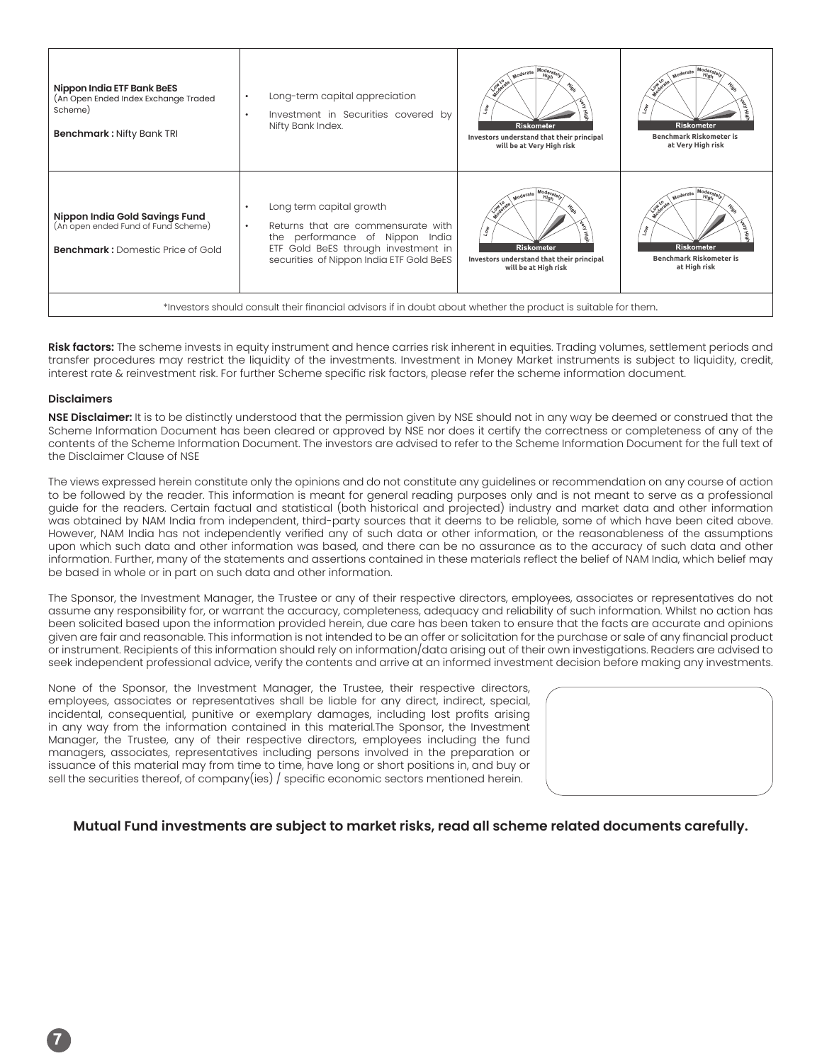| | | | |
|---|---|---|---|
| **Nippon India ETF Bank BeES** (An Open Ended Index Exchange Traded Scheme) **Benchmark :** Nifty Bank TRI | • Long-term capital appreciation<br>• Investment in Securities covered by Nifty Bank Index. | Riskometer<br>Investors understand that their principal will be at Very High risk | Riskometer<br>Benchmark Riskometer is at Very High risk |
| **Nippon India Gold Savings Fund** (An open ended Fund of Fund Scheme) **Benchmark :** Domestic Price of Gold | • Long term capital growth<br>• Returns that are commensurate with the performance of Nippon India ETF Gold BeES through investment in securities of Nippon India ETF Gold BeES | Riskometer<br>Investors understand that their principal will be at High risk | Riskometer<br>Benchmark Riskometer is at High risk |

*Investors should consult their financial advisors if in doubt about whether the product is suitable for them.

**Risk factors:** The scheme invests in equity instrument and hence carries risk inherent in equities. Trading volumes, settlement periods and transfer procedures may restrict the liquidity of the investments. Investment in Money Market instruments is subject to liquidity, credit, interest rate & reinvestment risk. For further Scheme specific risk factors, please refer the scheme information document.

**Disclaimers**

**NSE Disclaimer:** It is to be distinctly understood that the permission given by NSE should not in any way be deemed or construed that the Scheme Information Document has been cleared or approved by NSE nor does it certify the correctness or completeness of any of the contents of the Scheme Information Document. The investors are advised to refer to the Scheme Information Document for the full text of the Disclaimer Clause of NSE

The views expressed herein constitute only the opinions and do not constitute any guidelines or recommendation on any course of action to be followed by the reader. This information is meant for general reading purposes only and is not meant to serve as a professional guide for the readers. Certain factual and statistical (both historical and projected) industry and market data and other information was obtained by NAM India from independent, third-party sources that it deems to be reliable, some of which have been cited above. However, NAM India has not independently verified any of such data or other information, or the reasonableness of the assumptions upon which such data and other information was based, and there can be no assurance as to the accuracy of such data and other information. Further, many of the statements and assertions contained in these materials reflect the belief of NAM India, which belief may be based in whole or in part on such data and other information.

The Sponsor, the Investment Manager, the Trustee or any of their respective directors, employees, associates or representatives do not assume any responsibility for, or warrant the accuracy, completeness, adequacy and reliability of such information. Whilst no action has been solicited based upon the information provided herein, due care has been taken to ensure that the facts are accurate and opinions given are fair and reasonable. This information is not intended to be an offer or solicitation for the purchase or sale of any financial product or instrument. Recipients of this information should rely on information/data arising out of their own investigations. Readers are advised to seek independent professional advice, verify the contents and arrive at an informed investment decision before making any investments.

None of the Sponsor, the Investment Manager, the Trustee, their respective directors, employees, associates or representatives shall be liable for any direct, indirect, special, incidental, consequential, punitive or exemplary damages, including lost profits arising in any way from the information contained in this material.The Sponsor, the Investment Manager, the Trustee, any of their respective directors, employees including the fund managers, associates, representatives including persons involved in the preparation or issuance of this material may from time to time, have long or short positions in, and buy or sell the securities thereof, of company(ies) / specific economic sectors mentioned herein.

**Mutual Fund investments are subject to market risks, read all scheme related documents carefully.**